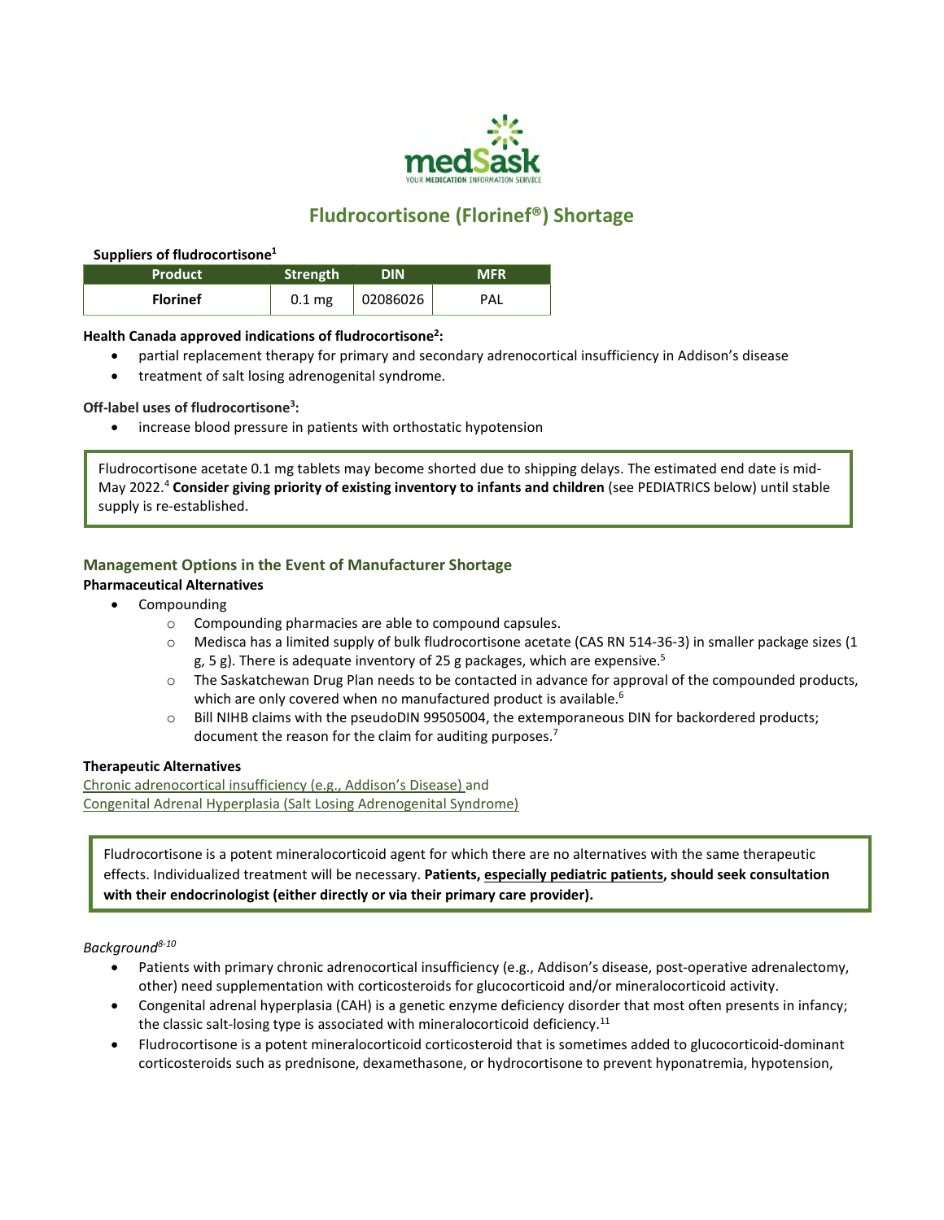# Fludrocortisone (Florinef®) Shortage

**Suppliers of fludrocortisone[1]**

| Product | Strength | DIN | MFR |
|---|---|---|---|
| **Florinef** | 0.1 mg | 02086026 | PAL |

**Health Canada approved indications of fludrocortisone[2]:**

- partial replacement therapy for primary and secondary adrenocortical insufficiency in Addison's disease
- treatment of salt losing adrenogenital syndrome.

**Off-label uses of fludrocortisone[3]:**

- increase blood pressure in patients with orthostatic hypotension

> Fludrocortisone acetate 0.1 mg tablets may become shorted due to shipping delays. The estimated end date is mid-May 2022.[4] **Consider giving priority of existing inventory to infants and children** (see PEDIATRICS below) until stable supply is re-established.

## Management Options in the Event of Manufacturer Shortage

**Pharmaceutical Alternatives**

- Compounding
  - Compounding pharmacies are able to compound capsules.
  - Medisca has a limited supply of bulk fludrocortisone acetate (CAS RN 514-36-3) in smaller package sizes (1 g, 5 g). There is adequate inventory of 25 g packages, which are expensive.[5]
  - The Saskatchewan Drug Plan needs to be contacted in advance for approval of the compounded products, which are only covered when no manufactured product is available.[6]
  - Bill NIHB claims with the pseudoDIN 99505004, the extemporaneous DIN for backordered products; document the reason for the claim for auditing purposes.[7]

**Therapeutic Alternatives**

Chronic adrenocortical insufficiency (e.g., Addison's Disease) and
Congenital Adrenal Hyperplasia (Salt Losing Adrenogenital Syndrome)

> Fludrocortisone is a potent mineralocorticoid agent for which there are no alternatives with the same therapeutic effects. Individualized treatment will be necessary. **Patients, especially pediatric patients, should seek consultation with their endocrinologist (either directly or via their primary care provider).**

*Background[8-10]*

- Patients with primary chronic adrenocortical insufficiency (e.g., Addison's disease, post-operative adrenalectomy, other) need supplementation with corticosteroids for glucocorticoid and/or mineralocorticoid activity.
- Congenital adrenal hyperplasia (CAH) is a genetic enzyme deficiency disorder that most often presents in infancy; the classic salt-losing type is associated with mineralocorticoid deficiency.[11]
- Fludrocortisone is a potent mineralocorticoid corticosteroid that is sometimes added to glucocorticoid-dominant corticosteroids such as prednisone, dexamethasone, or hydrocortisone to prevent hyponatremia, hypotension,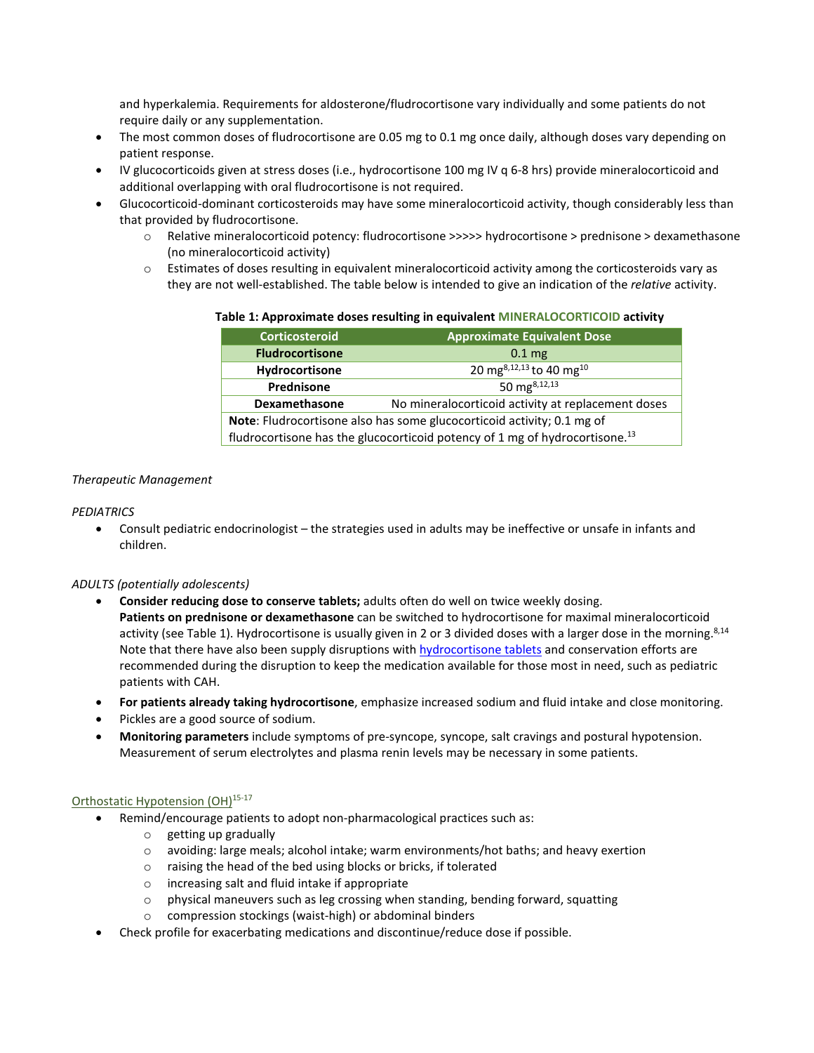and hyperkalemia. Requirements for aldosterone/fludrocortisone vary individually and some patients do not require daily or any supplementation.

- The most common doses of fludrocortisone are 0.05 mg to 0.1 mg once daily, although doses vary depending on patient response.
- IV glucocorticoids given at stress doses (i.e., hydrocortisone 100 mg IV q 6-8 hrs) provide mineralocorticoid and additional overlapping with oral fludrocortisone is not required.
- Glucocorticoid-dominant corticosteroids may have some mineralocorticoid activity, though considerably less than that provided by fludrocortisone.
  - Relative mineralocorticoid potency: fludrocortisone >>>>> hydrocortisone > prednisone > dexamethasone (no mineralocorticoid activity)
  - Estimates of doses resulting in equivalent mineralocorticoid activity among the corticosteroids vary as they are not well-established. The table below is intended to give an indication of the *relative* activity.

**Table 1: Approximate doses resulting in equivalent MINERALOCORTICOID activity**

| Corticosteroid | Approximate Equivalent Dose |
|---|---|
| **Fludrocortisone** | 0.1 mg |
| **Hydrocortisone** | 20 mg[8,12,13] to 40 mg[10] |
| **Prednisone** | 50 mg[8,12,13] |
| **Dexamethasone** | No mineralocorticoid activity at replacement doses |
| **Note**: Fludrocortisone also has some glucocorticoid activity; 0.1 mg of fludrocortisone has the glucocorticoid potency of 1 mg of hydrocortisone.[13] | |

*Therapeutic Management*

*PEDIATRICS*

- Consult pediatric endocrinologist – the strategies used in adults may be ineffective or unsafe in infants and children.

*ADULTS (potentially adolescents)*

- **Consider reducing dose to conserve tablets;** adults often do well on twice weekly dosing.
  **Patients on prednisone or dexamethasone** can be switched to hydrocortisone for maximal mineralocorticoid activity (see Table 1). Hydrocortisone is usually given in 2 or 3 divided doses with a larger dose in the morning.[8,14] Note that there have also been supply disruptions with hydrocortisone tablets and conservation efforts are recommended during the disruption to keep the medication available for those most in need, such as pediatric patients with CAH.
- **For patients already taking hydrocortisone**, emphasize increased sodium and fluid intake and close monitoring.
- Pickles are a good source of sodium.
- **Monitoring parameters** include symptoms of pre-syncope, syncope, salt cravings and postural hypotension. Measurement of serum electrolytes and plasma renin levels may be necessary in some patients.

Orthostatic Hypotension (OH)[15-17]

- Remind/encourage patients to adopt non-pharmacological practices such as:
  - getting up gradually
  - avoiding: large meals; alcohol intake; warm environments/hot baths; and heavy exertion
  - raising the head of the bed using blocks or bricks, if tolerated
  - increasing salt and fluid intake if appropriate
  - physical maneuvers such as leg crossing when standing, bending forward, squatting
  - compression stockings (waist-high) or abdominal binders
- Check profile for exacerbating medications and discontinue/reduce dose if possible.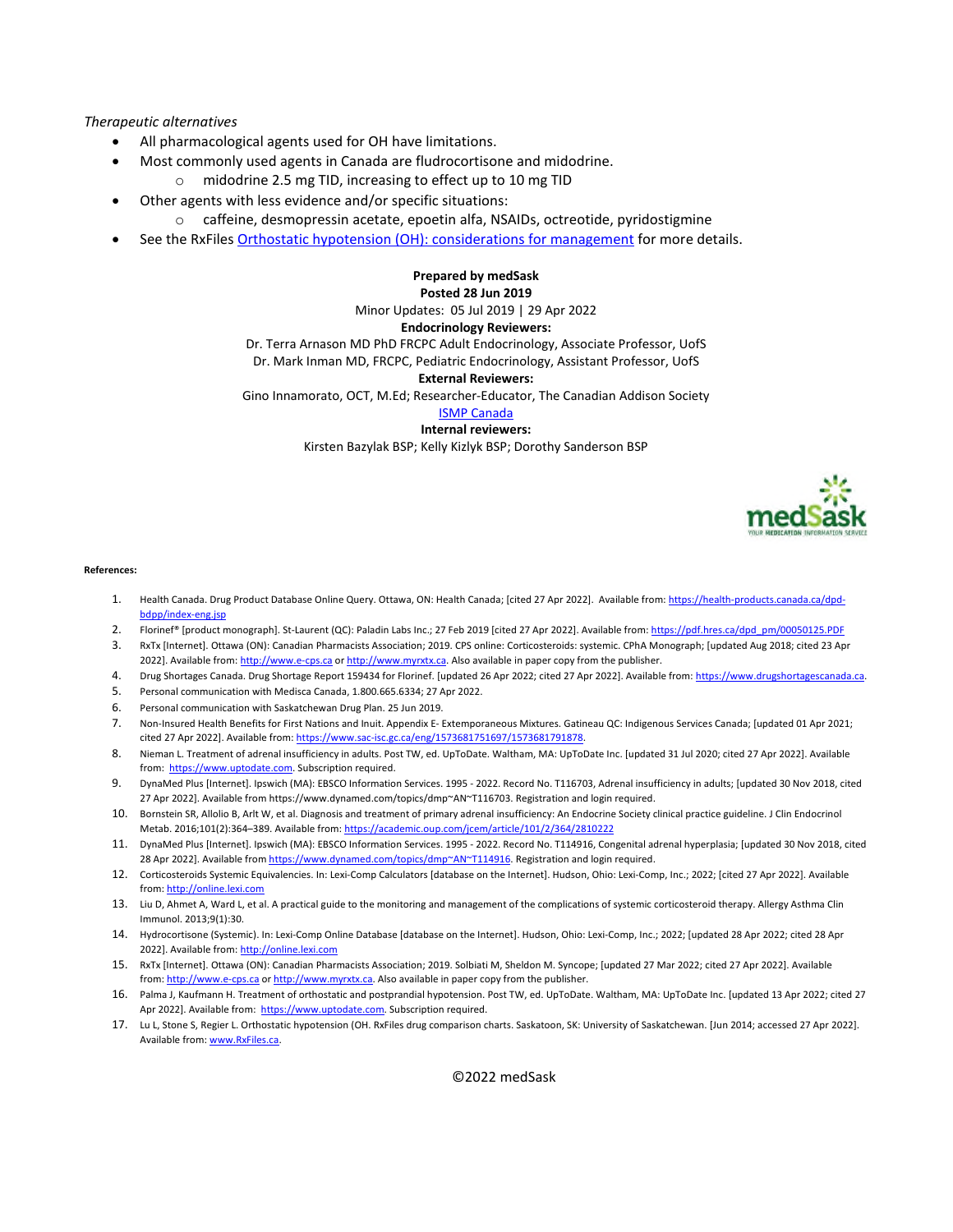*Therapeutic alternatives*

- All pharmacological agents used for OH have limitations.
- Most commonly used agents in Canada are fludrocortisone and midodrine.
  - midodrine 2.5 mg TID, increasing to effect up to 10 mg TID
- Other agents with less evidence and/or specific situations:
  - caffeine, desmopressin acetate, epoetin alfa, NSAIDs, octreotide, pyridostigmine
- See the RxFiles [Orthostatic hypotension (OH): considerations for management](https://www.rxfiles.ca) for more details.

**Prepared by medSask**
**Posted 28 Jun 2019**
Minor Updates: 05 Jul 2019 | 29 Apr 2022
**Endocrinology Reviewers:**
Dr. Terra Arnason MD PhD FRCPC Adult Endocrinology, Associate Professor, UofS
Dr. Mark Inman MD, FRCPC, Pediatric Endocrinology, Assistant Professor, UofS
**External Reviewers:**
Gino Innamorato, OCT, M.Ed; Researcher-Educator, The Canadian Addison Society
ISMP Canada
**Internal reviewers:**
Kirsten Bazylak BSP; Kelly Kizlyk BSP; Dorothy Sanderson BSP

medSask
YOUR MEDICATION INFORMATION SERVICE

**References:**

1. Health Canada. Drug Product Database Online Query. Ottawa, ON: Health Canada; [cited 27 Apr 2022]. Available from: https://health-products.canada.ca/dpd-bdpp/index-eng.jsp
2. Florinef® [product monograph]. St-Laurent (QC): Paladin Labs Inc.; 27 Feb 2019 [cited 27 Apr 2022]. Available from: https://pdf.hres.ca/dpd_pm/00050125.PDF
3. RxTx [Internet]. Ottawa (ON): Canadian Pharmacists Association; 2019. CPS online: Corticosteroids: systemic. CPhA Monograph; [updated Aug 2018; cited 23 Apr 2022]. Available from: http://www.e-cps.ca or http://www.myrxtx.ca. Also available in paper copy from the publisher.
4. Drug Shortages Canada. Drug Shortage Report 159434 for Florinef. [updated 26 Apr 2022; cited 27 Apr 2022]. Available from: https://www.drugshortagescanada.ca.
5. Personal communication with Medisca Canada, 1.800.665.6334; 27 Apr 2022.
6. Personal communication with Saskatchewan Drug Plan. 25 Jun 2019.
7. Non-Insured Health Benefits for First Nations and Inuit. Appendix E- Extemporaneous Mixtures. Gatineau QC: Indigenous Services Canada; [updated 01 Apr 2021; cited 27 Apr 2022]. Available from: https://www.sac-isc.gc.ca/eng/1573681751697/1573681791878.
8. Nieman L. Treatment of adrenal insufficiency in adults. Post TW, ed. UpToDate. Waltham, MA: UpToDate Inc. [updated 31 Jul 2020; cited 27 Apr 2022]. Available from: https://www.uptodate.com. Subscription required.
9. DynaMed Plus [Internet]. Ipswich (MA): EBSCO Information Services. 1995 - 2022. Record No. T116703, Adrenal insufficiency in adults; [updated 30 Nov 2018, cited 27 Apr 2022]. Available from https://www.dynamed.com/topics/dmp~AN~T116703. Registration and login required.
10. Bornstein SR, Allolio B, Arlt W, et al. Diagnosis and treatment of primary adrenal insufficiency: An Endocrine Society clinical practice guideline. J Clin Endocrinol Metab. 2016;101(2):364–389. Available from: https://academic.oup.com/jcem/article/101/2/364/2810222
11. DynaMed Plus [Internet]. Ipswich (MA): EBSCO Information Services. 1995 - 2022. Record No. T114916, Congenital adrenal hyperplasia; [updated 30 Nov 2018, cited 28 Apr 2022]. Available from https://www.dynamed.com/topics/dmp~AN~T114916. Registration and login required.
12. Corticosteroids Systemic Equivalencies. In: Lexi-Comp Calculators [database on the Internet]. Hudson, Ohio: Lexi-Comp, Inc.; 2022; [cited 27 Apr 2022]. Available from: http://online.lexi.com
13. Liu D, Ahmet A, Ward L, et al. A practical guide to the monitoring and management of the complications of systemic corticosteroid therapy. Allergy Asthma Clin Immunol. 2013;9(1):30.
14. Hydrocortisone (Systemic). In: Lexi-Comp Online Database [database on the Internet]. Hudson, Ohio: Lexi-Comp, Inc.; 2022; [updated 28 Apr 2022; cited 28 Apr 2022]. Available from: http://online.lexi.com
15. RxTx [Internet]. Ottawa (ON): Canadian Pharmacists Association; 2019. Solbiati M, Sheldon M. Syncope; [updated 27 Mar 2022; cited 27 Apr 2022]. Available from: http://www.e-cps.ca or http://www.myrxtx.ca. Also available in paper copy from the publisher.
16. Palma J, Kaufmann H. Treatment of orthostatic and postprandial hypotension. Post TW, ed. UpToDate. Waltham, MA: UpToDate Inc. [updated 13 Apr 2022; cited 27 Apr 2022]. Available from: https://www.uptodate.com. Subscription required.
17. Lu L, Stone S, Regier L. Orthostatic hypotension (OH. RxFiles drug comparison charts. Saskatoon, SK: University of Saskatchewan. [Jun 2014; accessed 27 Apr 2022]. Available from: www.RxFiles.ca.

©2022 medSask